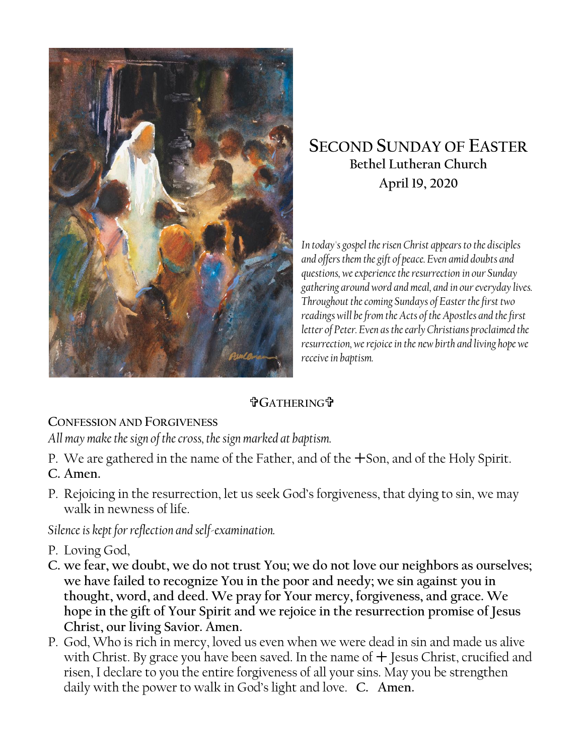# Second Sunday of Easter

**Bethel Lutheran Church**

**April 19, 2020**

*In today's gospel the risen Christ appears to the disciples and offers them the gift of peace. Even amid doubts and questions, we experience the resurrection in our Sunday gathering around word and meal, and in our everyday lives. Throughout the coming Sundays of Easter the first two readings will be from the Acts of the Apostles and the first letter of Peter. Even as the early Christians proclaimed the resurrection, we rejoice in the new birth and living hope we receive in baptism.*

## ✞Gathering✞

### Confession and Forgiveness

*All may make the sign of the cross, the sign marked at baptism.*

P. We are gathered in the name of the Father, and of the ☩Son, and of the Holy Spirit.

**C. Amen.**

P. Rejoicing in the resurrection, let us seek God's forgiveness, that dying to sin, we may walk in newness of life.

*Silence is kept for reflection and self-examination.*

P. Loving God,

**C. we fear, we doubt, we do not trust You; we do not love our neighbors as ourselves; we have failed to recognize You in the poor and needy; we sin against you in thought, word, and deed. We pray for Your mercy, forgiveness, and grace. We hope in the gift of Your Spirit and we rejoice in the resurrection promise of Jesus Christ, our living Savior. Amen.**

P. God, Who is rich in mercy, loved us even when we were dead in sin and made us alive with Christ. By grace you have been saved. In the name of ☩ Jesus Christ, crucified and risen, I declare to you the entire forgiveness of all your sins. May you be strengthen daily with the power to walk in God's light and love. **C. Amen.**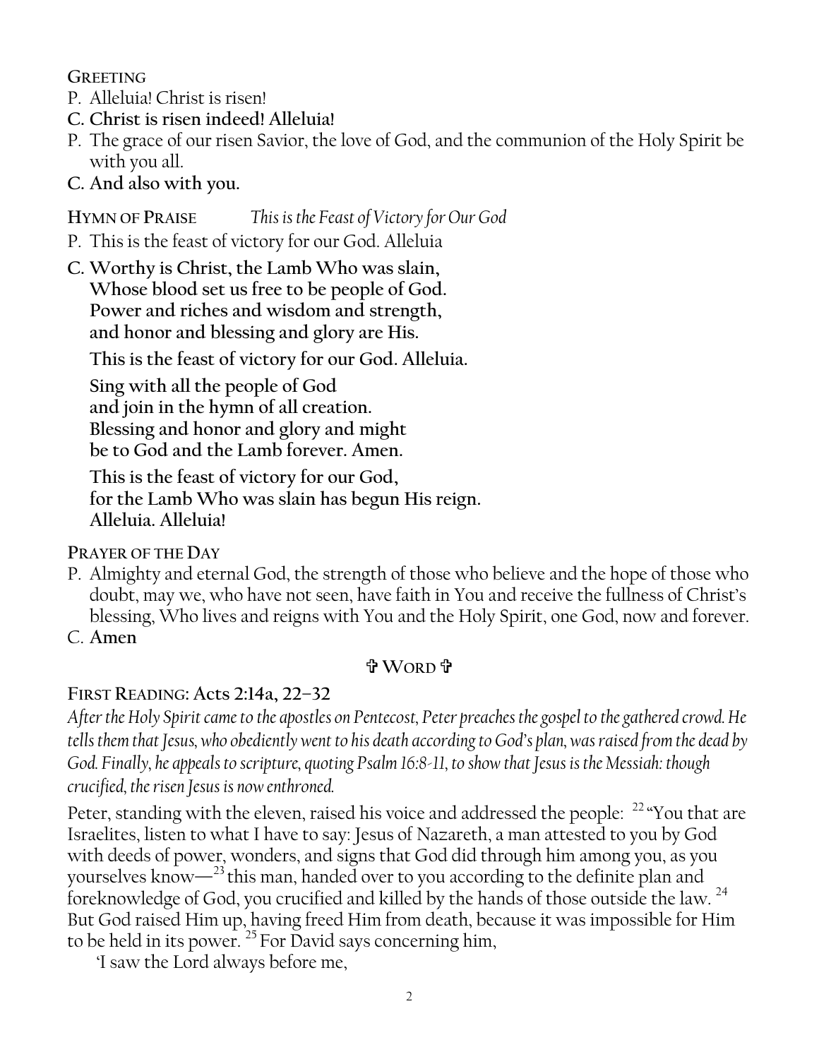**GREETING**

P. Alleluia! Christ is risen!

**C. Christ is risen indeed! Alleluia!**

P. The grace of our risen Savior, the love of God, and the communion of the Holy Spirit be with you all.

**C. And also with you.**

**HYMN OF PRAISE** *This is the Feast of Victory for Our God*

P. This is the feast of victory for our God. Alleluia

**C. Worthy is Christ, the Lamb Who was slain,**
**Whose blood set us free to be people of God.**
**Power and riches and wisdom and strength,**
**and honor and blessing and glory are His.**

**This is the feast of victory for our God. Alleluia.**

**Sing with all the people of God**
**and join in the hymn of all creation.**
**Blessing and honor and glory and might**
**be to God and the Lamb forever. Amen.**

**This is the feast of victory for our God,**
**for the Lamb Who was slain has begun His reign.**
**Alleluia. Alleluia!**

**PRAYER OF THE DAY**

P. Almighty and eternal God, the strength of those who believe and the hope of those who doubt, may we, who have not seen, have faith in You and receive the fullness of Christ's blessing, Who lives and reigns with You and the Holy Spirit, one God, now and forever.

C. **Amen**

## ✞ WORD ✞

**FIRST READING: Acts 2:14a, 22–32**

*After the Holy Spirit came to the apostles on Pentecost, Peter preaches the gospel to the gathered crowd. He tells them that Jesus, who obediently went to his death according to God's plan, was raised from the dead by God. Finally, he appeals to scripture, quoting Psalm 16:8-11, to show that Jesus is the Messiah: though crucified, the risen Jesus is now enthroned.*

Peter, standing with the eleven, raised his voice and addressed the people: [22] "You that are Israelites, listen to what I have to say: Jesus of Nazareth, a man attested to you by God with deeds of power, wonders, and signs that God did through him among you, as you yourselves know—[23] this man, handed over to you according to the definite plan and foreknowledge of God, you crucified and killed by the hands of those outside the law. [24] But God raised Him up, having freed Him from death, because it was impossible for Him to be held in its power. [25] For David says concerning him,

'I saw the Lord always before me,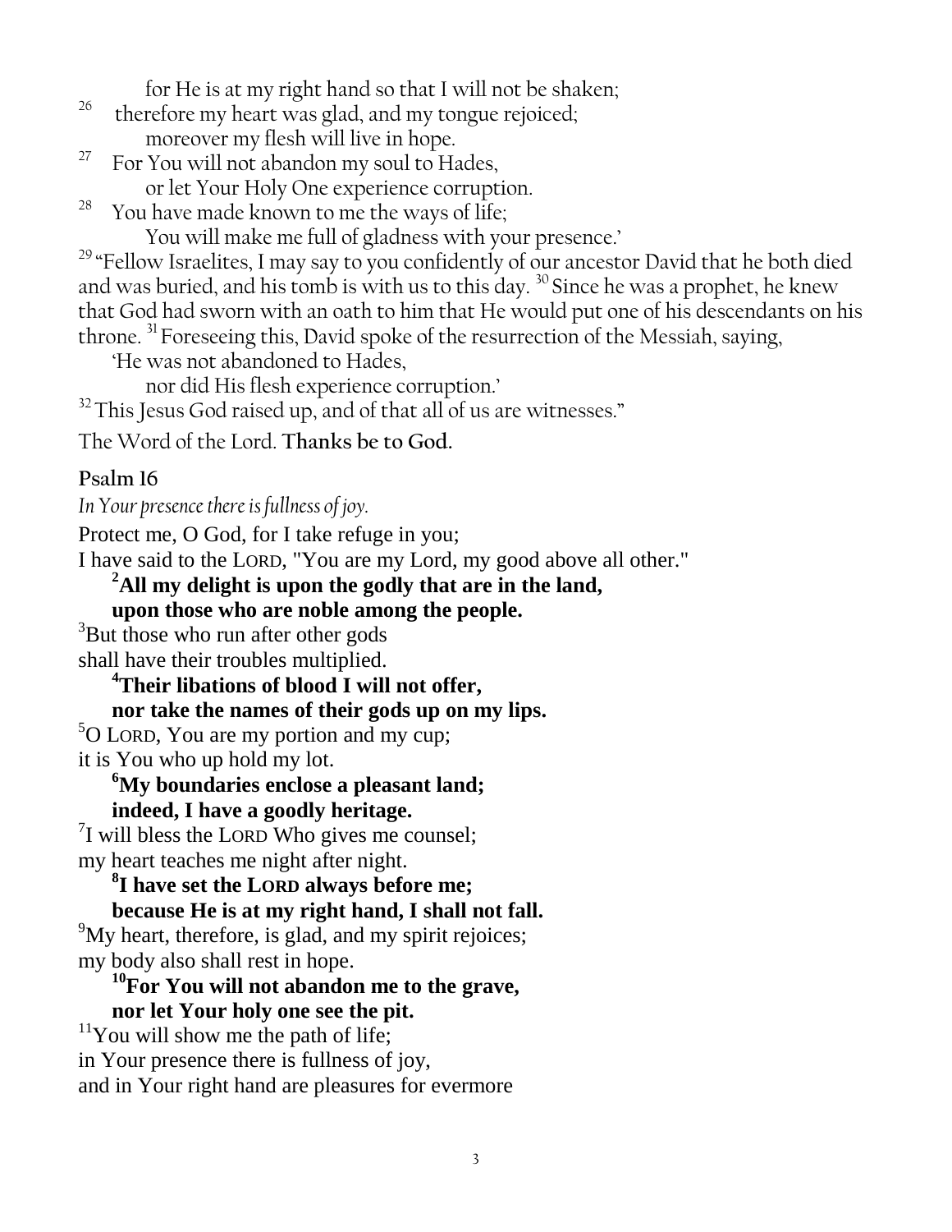for He is at my right hand so that I will not be shaken;

[26] therefore my heart was glad, and my tongue rejoiced;
moreover my flesh will live in hope.

[27] For You will not abandon my soul to Hades,
or let Your Holy One experience corruption.

[28] You have made known to me the ways of life;
You will make me full of gladness with your presence.'

[29] "Fellow Israelites, I may say to you confidently of our ancestor David that he both died and was buried, and his tomb is with us to this day. [30] Since he was a prophet, he knew that God had sworn with an oath to him that He would put one of his descendants on his throne. [31] Foreseeing this, David spoke of the resurrection of the Messiah, saying,

'He was not abandoned to Hades,
nor did His flesh experience corruption.'

[32] This Jesus God raised up, and of that all of us are witnesses."

The Word of the Lord. **Thanks be to God.**

**Psalm 16**

*In Your presence there is fullness of joy.*

Protect me, O God, for I take refuge in you;
I have said to the LORD, "You are my Lord, my good above all other."

**[2]All my delight is upon the godly that are in the land,**
**upon those who are noble among the people.**

[3]But those who run after other gods
shall have their troubles multiplied.

**[4]Their libations of blood I will not offer,**
**nor take the names of their gods up on my lips.**

[5]O LORD, You are my portion and my cup;
it is You who up hold my lot.

**[6]My boundaries enclose a pleasant land;**
**indeed, I have a goodly heritage.**

[7]I will bless the LORD Who gives me counsel;
my heart teaches me night after night.

**[8]I have set the LORD always before me;**
**because He is at my right hand, I shall not fall.**

[9]My heart, therefore, is glad, and my spirit rejoices;
my body also shall rest in hope.

**[10]For You will not abandon me to the grave,**
**nor let Your holy one see the pit.**

[11]You will show me the path of life;
in Your presence there is fullness of joy,
and in Your right hand are pleasures for evermore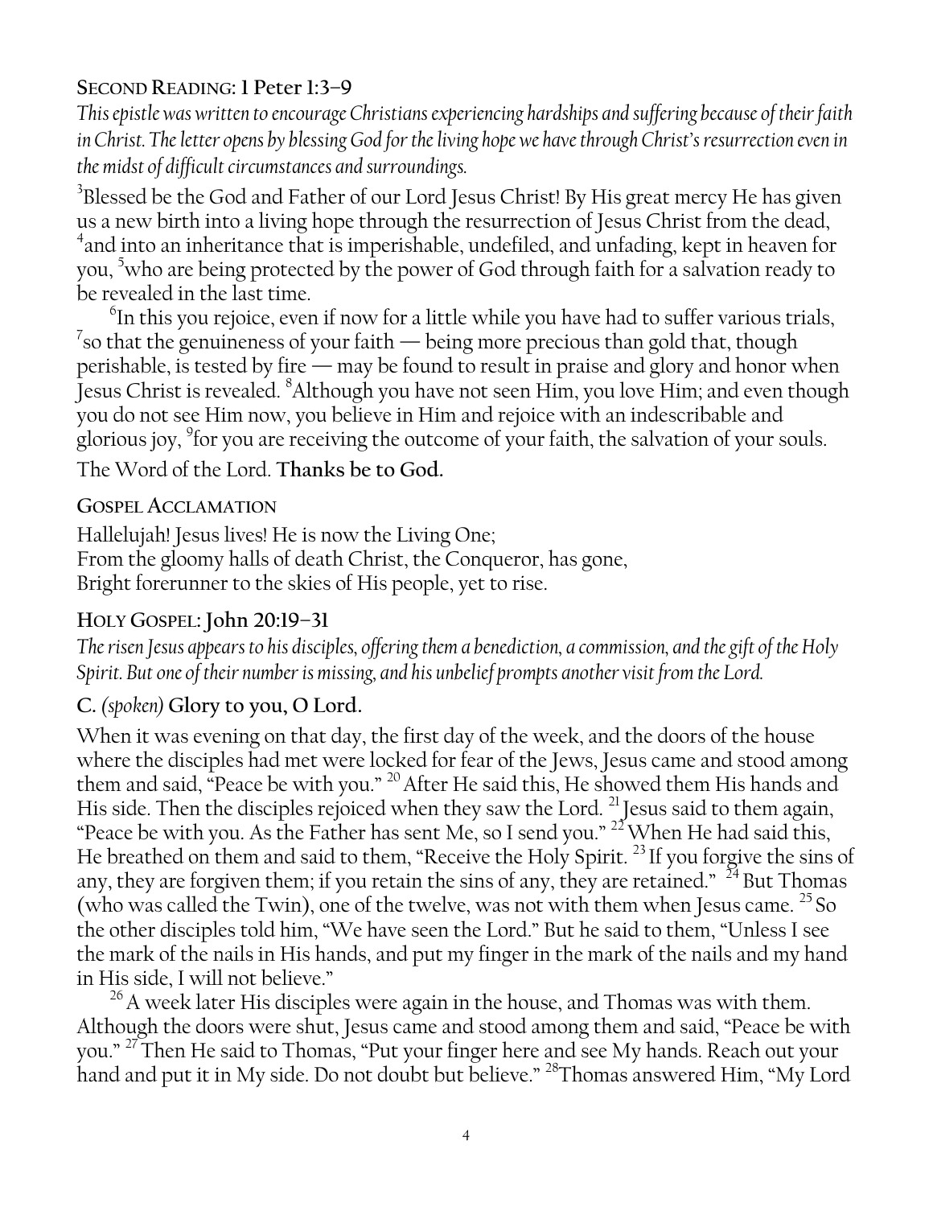### Second Reading: 1 Peter 1:3–9

*This epistle was written to encourage Christians experiencing hardships and suffering because of their faith in Christ. The letter opens by blessing God for the living hope we have through Christ's resurrection even in the midst of difficult circumstances and surroundings.*

[3]Blessed be the God and Father of our Lord Jesus Christ! By His great mercy He has given us a new birth into a living hope through the resurrection of Jesus Christ from the dead, [4]and into an inheritance that is imperishable, undefiled, and unfading, kept in heaven for you, [5]who are being protected by the power of God through faith for a salvation ready to be revealed in the last time.

[6]In this you rejoice, even if now for a little while you have had to suffer various trials, [7]so that the genuineness of your faith — being more precious than gold that, though perishable, is tested by fire — may be found to result in praise and glory and honor when Jesus Christ is revealed. [8]Although you have not seen Him, you love Him; and even though you do not see Him now, you believe in Him and rejoice with an indescribable and glorious joy, [9]for you are receiving the outcome of your faith, the salvation of your souls.

The Word of the Lord. **Thanks be to God.**

### Gospel Acclamation

Hallelujah! Jesus lives! He is now the Living One;
From the gloomy halls of death Christ, the Conqueror, has gone,
Bright forerunner to the skies of His people, yet to rise.

### Holy Gospel: John 20:19–31

*The risen Jesus appears to his disciples, offering them a benediction, a commission, and the gift of the Holy Spirit. But one of their number is missing, and his unbelief prompts another visit from the Lord.*

**C.** *(spoken)* **Glory to you, O Lord.**

When it was evening on that day, the first day of the week, and the doors of the house where the disciples had met were locked for fear of the Jews, Jesus came and stood among them and said, "Peace be with you." [20] After He said this, He showed them His hands and His side. Then the disciples rejoiced when they saw the Lord. [21] Jesus said to them again, "Peace be with you. As the Father has sent Me, so I send you." [22] When He had said this, He breathed on them and said to them, "Receive the Holy Spirit. [23] If you forgive the sins of any, they are forgiven them; if you retain the sins of any, they are retained." [24] But Thomas (who was called the Twin), one of the twelve, was not with them when Jesus came. [25] So the other disciples told him, "We have seen the Lord." But he said to them, "Unless I see the mark of the nails in His hands, and put my finger in the mark of the nails and my hand in His side, I will not believe."

[26] A week later His disciples were again in the house, and Thomas was with them. Although the doors were shut, Jesus came and stood among them and said, "Peace be with you." [27] Then He said to Thomas, "Put your finger here and see My hands. Reach out your hand and put it in My side. Do not doubt but believe." [28]Thomas answered Him, "My Lord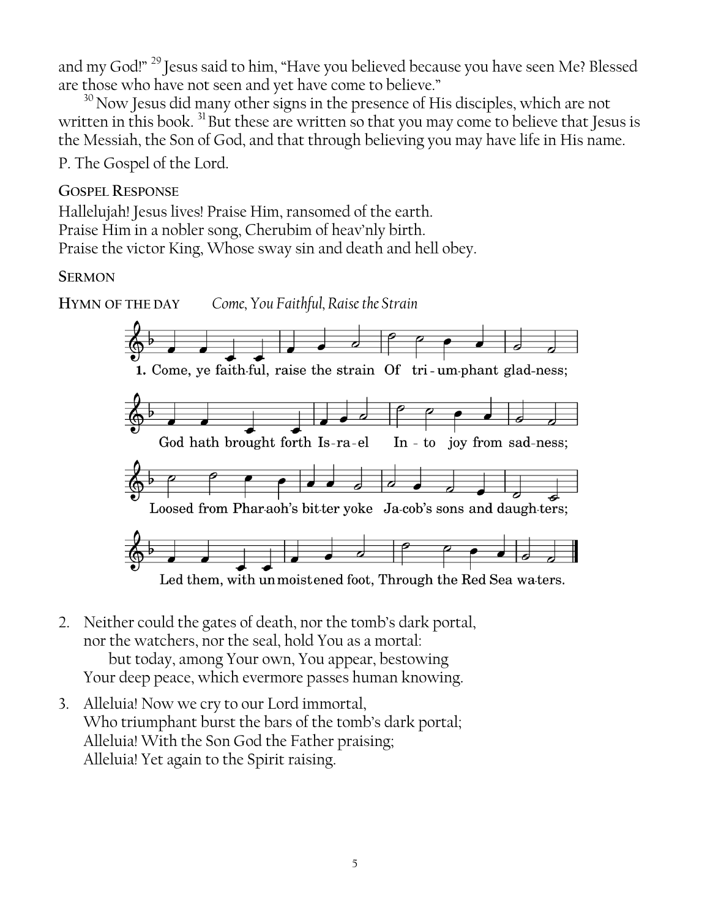and my God!" [29] Jesus said to him, "Have you believed because you have seen Me? Blessed are those who have not seen and yet have come to believe."

[30] Now Jesus did many other signs in the presence of His disciples, which are not written in this book. [31] But these are written so that you may come to believe that Jesus is the Messiah, the Son of God, and that through believing you may have life in His name.

P. The Gospel of the Lord.

**GOSPEL RESPONSE**

Hallelujah! Jesus lives! Praise Him, ransomed of the earth.
Praise Him in a nobler song, Cherubim of heav'nly birth.
Praise the victor King, Whose sway sin and death and hell obey.

**SERMON**

**HYMN OF THE DAY** *Come, You Faithful, Raise the Strain*

1. Come, ye faith-ful, raise the strain Of tri-um-phant glad-ness;
God hath brought forth Is-ra-el In-to joy from sad-ness;
Loosed from Phar-aoh's bit-ter yoke Ja-cob's sons and daugh-ters;
Led them, with un-moist-ened foot, Through the Red Sea wa-ters.

2. Neither could the gates of death, nor the tomb's dark portal,
   nor the watchers, nor the seal, hold You as a mortal:
   but today, among Your own, You appear, bestowing
   Your deep peace, which evermore passes human knowing.

3. Alleluia! Now we cry to our Lord immortal,
   Who triumphant burst the bars of the tomb's dark portal;
   Alleluia! With the Son God the Father praising;
   Alleluia! Yet again to the Spirit raising.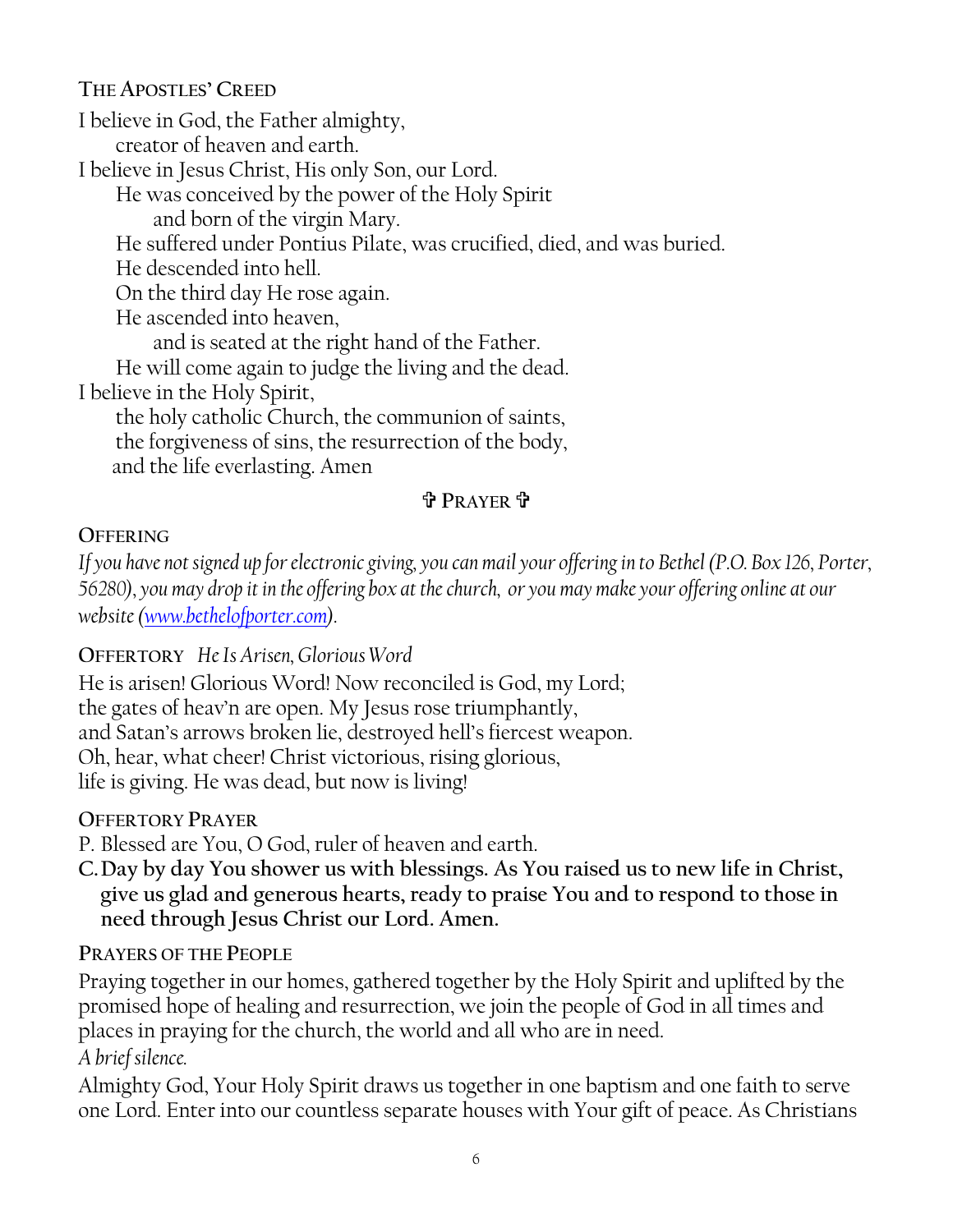### The Apostles' Creed

I believe in God, the Father almighty,
creator of heaven and earth.
I believe in Jesus Christ, His only Son, our Lord.
He was conceived by the power of the Holy Spirit
and born of the virgin Mary.
He suffered under Pontius Pilate, was crucified, died, and was buried.
He descended into hell.
On the third day He rose again.
He ascended into heaven,
and is seated at the right hand of the Father.
He will come again to judge the living and the dead.
I believe in the Holy Spirit,
the holy catholic Church, the communion of saints,
the forgiveness of sins, the resurrection of the body,
and the life everlasting. Amen

### ✞ Prayer ✞

### Offering

*If you have not signed up for electronic giving, you can mail your offering in to Bethel (P.O. Box 126, Porter, 56280), you may drop it in the offering box at the church, or you may make your offering online at our website ([www.bethelofporter.com](www.bethelofporter.com)).*

### Offertory *He Is Arisen, Glorious Word*

He is arisen! Glorious Word! Now reconciled is God, my Lord;
the gates of heav'n are open. My Jesus rose triumphantly,
and Satan's arrows broken lie, destroyed hell's fiercest weapon.
Oh, hear, what cheer! Christ victorious, rising glorious,
life is giving. He was dead, but now is living!

### Offertory Prayer

P. Blessed are You, O God, ruler of heaven and earth.

**C. Day by day You shower us with blessings. As You raised us to new life in Christ, give us glad and generous hearts, ready to praise You and to respond to those in need through Jesus Christ our Lord. Amen.**

### Prayers of the People

Praying together in our homes, gathered together by the Holy Spirit and uplifted by the promised hope of healing and resurrection, we join the people of God in all times and places in praying for the church, the world and all who are in need.

*A brief silence.*

Almighty God, Your Holy Spirit draws us together in one baptism and one faith to serve one Lord. Enter into our countless separate houses with Your gift of peace. As Christians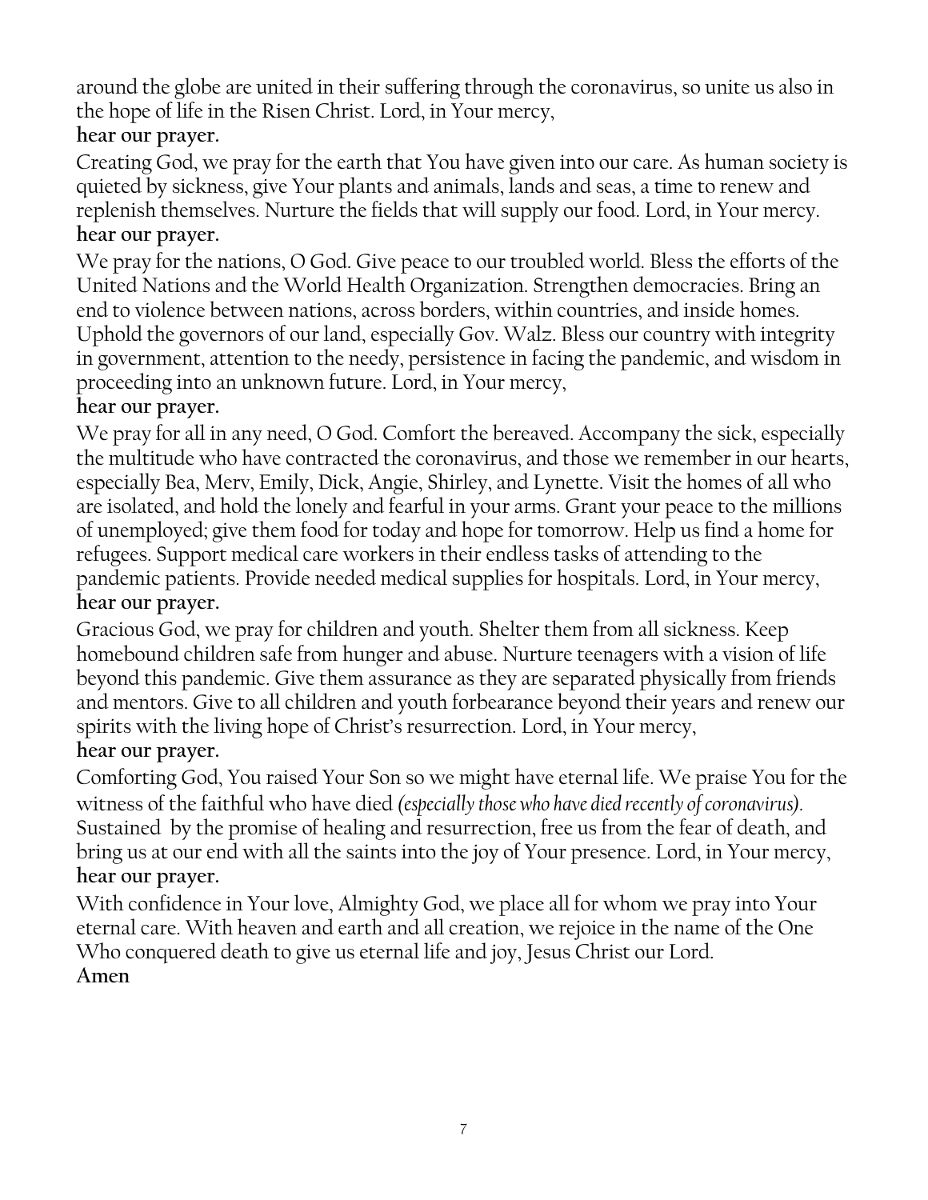around the globe are united in their suffering through the coronavirus, so unite us also in the hope of life in the Risen Christ. Lord, in Your mercy,

**hear our prayer.**

Creating God, we pray for the earth that You have given into our care. As human society is quieted by sickness, give Your plants and animals, lands and seas, a time to renew and replenish themselves. Nurture the fields that will supply our food. Lord, in Your mercy.

**hear our prayer.**

We pray for the nations, O God. Give peace to our troubled world. Bless the efforts of the United Nations and the World Health Organization. Strengthen democracies. Bring an end to violence between nations, across borders, within countries, and inside homes. Uphold the governors of our land, especially Gov. Walz. Bless our country with integrity in government, attention to the needy, persistence in facing the pandemic, and wisdom in proceeding into an unknown future. Lord, in Your mercy,

**hear our prayer.**

We pray for all in any need, O God. Comfort the bereaved. Accompany the sick, especially the multitude who have contracted the coronavirus, and those we remember in our hearts, especially Bea, Merv, Emily, Dick, Angie, Shirley, and Lynette. Visit the homes of all who are isolated, and hold the lonely and fearful in your arms. Grant your peace to the millions of unemployed; give them food for today and hope for tomorrow. Help us find a home for refugees. Support medical care workers in their endless tasks of attending to the pandemic patients. Provide needed medical supplies for hospitals. Lord, in Your mercy,

**hear our prayer.**

Gracious God, we pray for children and youth. Shelter them from all sickness. Keep homebound children safe from hunger and abuse. Nurture teenagers with a vision of life beyond this pandemic. Give them assurance as they are separated physically from friends and mentors. Give to all children and youth forbearance beyond their years and renew our spirits with the living hope of Christ's resurrection. Lord, in Your mercy,

**hear our prayer.**

Comforting God, You raised Your Son so we might have eternal life. We praise You for the witness of the faithful who have died *(especially those who have died recently of coronavirus).* Sustained by the promise of healing and resurrection, free us from the fear of death, and bring us at our end with all the saints into the joy of Your presence. Lord, in Your mercy,

**hear our prayer.**

With confidence in Your love, Almighty God, we place all for whom we pray into Your eternal care. With heaven and earth and all creation, we rejoice in the name of the One Who conquered death to give us eternal life and joy, Jesus Christ our Lord.

**Amen**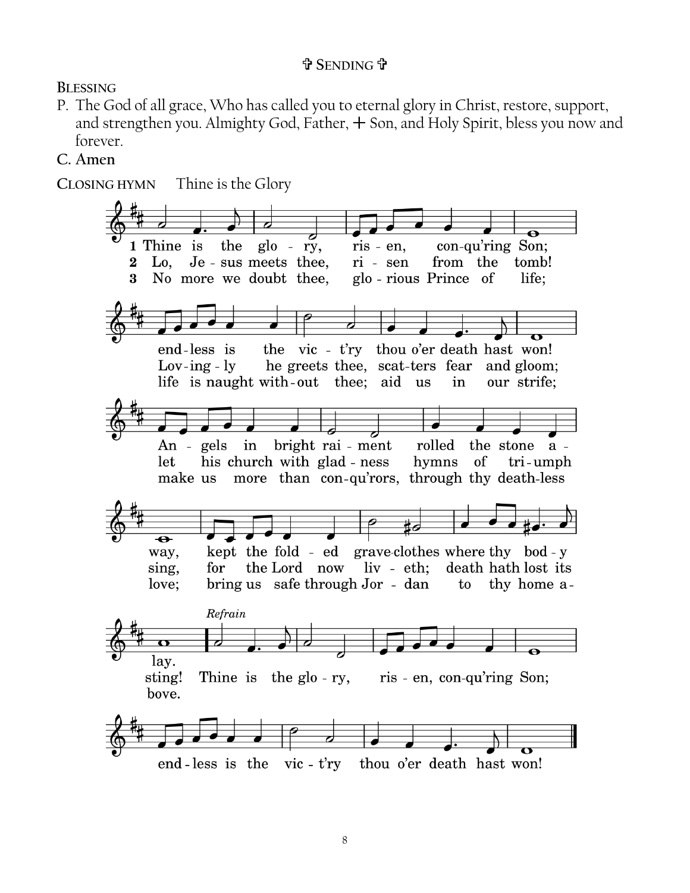## ✞ SENDING ✞

**BLESSING**

P. The God of all grace, Who has called you to eternal glory in Christ, restore, support, and strengthen you. Almighty God, Father, + Son, and Holy Spirit, bless you now and forever.

**C. Amen**

**CLOSING HYMN** Thine is the Glory

1 Thine is the glory, risen, conqu'ring Son; endless is the vict'ry thou o'er death hast won! Angels in bright raiment rolled the stone away, kept the folded graveclothes where thy body lay.

2 Lo, Jesus meets thee, risen from the tomb! Lovingly he greets thee, scatters fear and gloom; let his church with gladness hymns of triumph sing, for the Lord now liveth; death hath lost its sting!

3 No more we doubt thee, glorious Prince of life; life is naught without thee; aid us in our strife; make us more than conqu'rors, through thy deathless love; bring us safe through Jordan to thy home above.

*Refrain*

Thine is the glory, risen, conqu'ring Son; endless is the vict'ry thou o'er death hast won!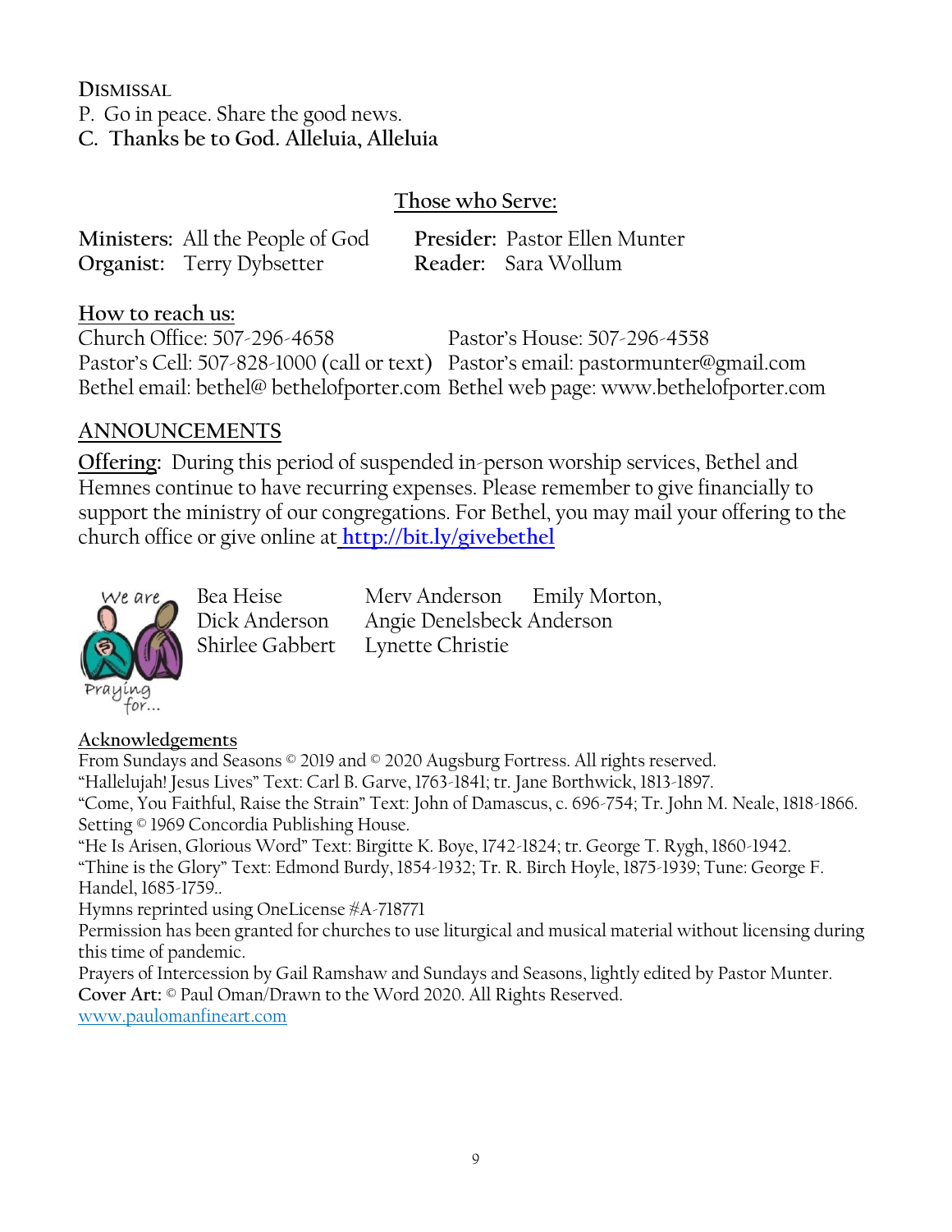**DISMISSAL**

P. Go in peace. Share the good news.

**C. Thanks be to God. Alleluia, Alleluia**

## Those who Serve:

**Ministers:** All the People of God  
**Organist:** Terry Dybsetter  
**Presider:** Pastor Ellen Munter  
**Reader:** Sara Wollum

**How to reach us:**

Church Office: 507-296-4658  
Pastor's House: 507-296-4558  
Pastor's Cell: 507-828-1000 (call or text)  
Pastor's email: pastormunter@gmail.com  
Bethel email: bethel@ bethelofporter.com  
Bethel web page: www.bethelofporter.com

## ANNOUNCEMENTS

**Offering:** During this period of suspended in-person worship services, Bethel and Hemnes continue to have recurring expenses. Please remember to give financially to support the ministry of our congregations. For Bethel, you may mail your offering to the church office or give online at **http://bit.ly/givebethel**

We are Praying for...

Bea Heise  
Dick Anderson  
Shirlee Gabbert  
Merv Anderson  
Angie Denelsbeck Anderson  
Lynette Christie  
Emily Morton,

**Acknowledgements**

From Sundays and Seasons © 2019 and © 2020 Augsburg Fortress. All rights reserved.  
"Hallelujah! Jesus Lives" Text: Carl B. Garve, 1763-1841; tr. Jane Borthwick, 1813-1897.  
"Come, You Faithful, Raise the Strain" Text: John of Damascus, c. 696-754; Tr. John M. Neale, 1818-1866. Setting © 1969 Concordia Publishing House.  
"He Is Arisen, Glorious Word" Text: Birgitte K. Boye, 1742-1824; tr. George T. Rygh, 1860-1942.  
"Thine is the Glory" Text: Edmond Burdy, 1854-1932; Tr. R. Birch Hoyle, 1875-1939; Tune: George F. Handel, 1685-1759..  
Hymns reprinted using OneLicense #A-718771  
Permission has been granted for churches to use liturgical and musical material without licensing during this time of pandemic.  
Prayers of Intercession by Gail Ramshaw and Sundays and Seasons, lightly edited by Pastor Munter.  
**Cover Art:** © Paul Oman/Drawn to the Word 2020. All Rights Reserved.  
www.paulomanfineart.com